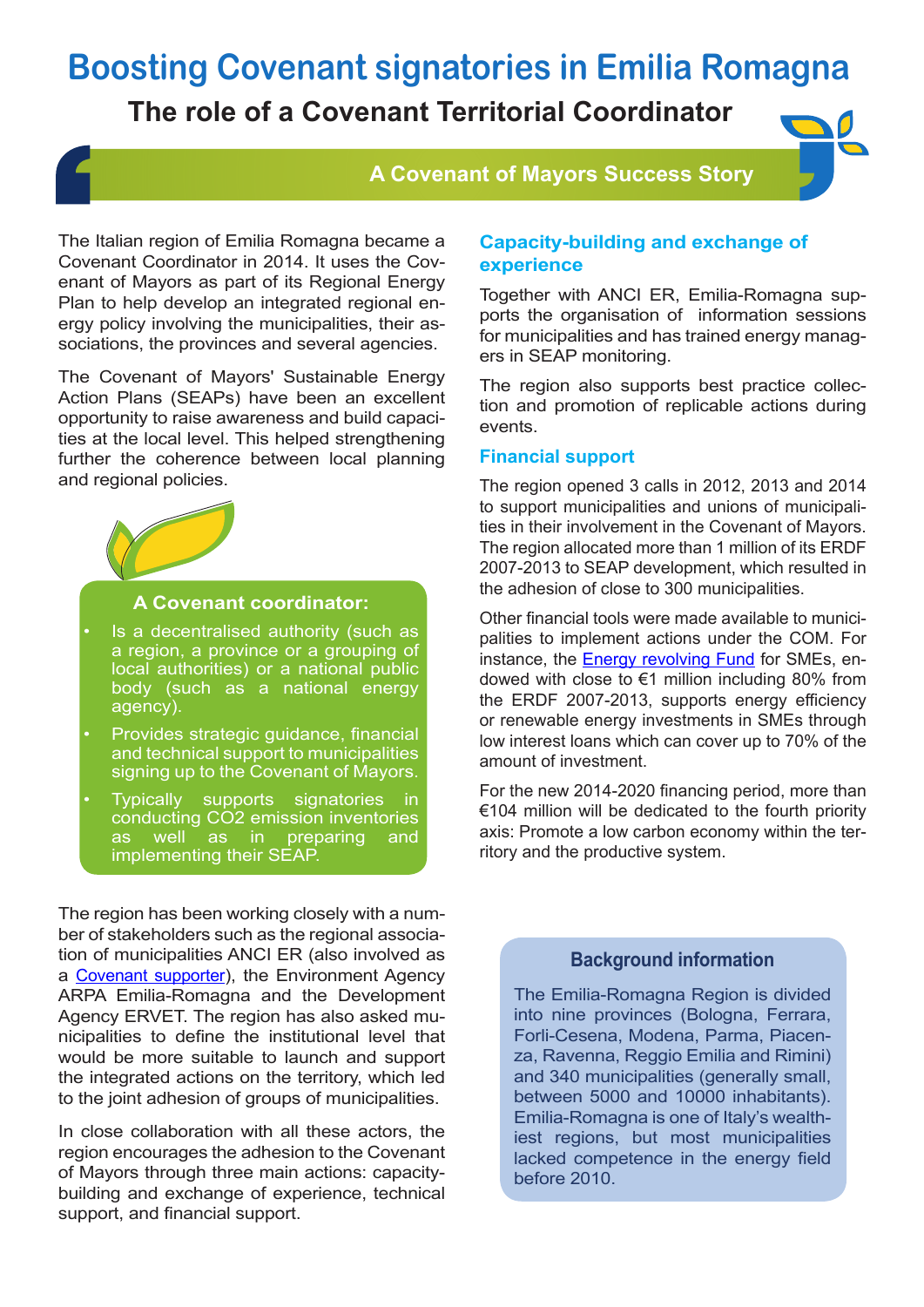# Boosting Covenant signatories in Emilia Romagna

## The role of a Covenant Territorial Coordinator

**A Covenant of Mayors Success Story**

The Italian region of Emilia Romagna became a Covenant Coordinator in 2014. It uses the Covenant of Mayors as part of its Regional Energy Plan to help develop an integrated regional energy policy involving the municipalities, their associations, the provinces and several agencies.

The Covenant of Mayors' Sustainable Energy Action Plans (SEAPs) have been an excellent opportunity to raise awareness and build capacities at the local level. This helped strengthening further the coherence between local planning and regional policies.

**A Covenant coordinator:**

- Is a decentralised authority (such as a region, a province or a grouping of local authorities) or a national public body (such as a national energy agency).
- Provides strategic guidance, financial and technical support to municipalities signing up to the Covenant of Mayors.
- Typically supports signatories in conducting CO2 emission inventories as well as in preparing and implementing their SEAP.

The region has been working closely with a number of stakeholders such as the regional association of municipalities ANCI ER (also involved as a Covenant supporter), the Environment Agency ARPA Emilia-Romagna and the Development Agency ERVET. The region has also asked municipalities to define the institutional level that would be more suitable to launch and support the integrated actions on the territory, which led to the joint adhesion of groups of municipalities.

In close collaboration with all these actors, the region encourages the adhesion to the Covenant of Mayors through three main actions: capacity-building and exchange of experience, technical support, and financial support.

### Capacity-building and exchange of experience

Together with ANCI ER, Emilia-Romagna supports the organisation of information sessions for municipalities and has trained energy managers in SEAP monitoring.

The region also supports best practice collection and promotion of replicable actions during events.

### Financial support

The region opened 3 calls in 2012, 2013 and 2014 to support municipalities and unions of municipalities in their involvement in the Covenant of Mayors. The region allocated more than 1 million of its ERDF 2007-2013 to SEAP development, which resulted in the adhesion of close to 300 municipalities.

Other financial tools were made available to municipalities to implement actions under the COM. For instance, the Energy revolving Fund for SMEs, endowed with close to €1 million including 80% from the ERDF 2007-2013, supports energy efficiency or renewable energy investments in SMEs through low interest loans which can cover up to 70% of the amount of investment.

For the new 2014-2020 financing period, more than €104 million will be dedicated to the fourth priority axis: Promote a low carbon economy within the territory and the productive system.

**Background information**

The Emilia-Romagna Region is divided into nine provinces (Bologna, Ferrara, Forli-Cesena, Modena, Parma, Piacenza, Ravenna, Reggio Emilia and Rimini) and 340 municipalities (generally small, between 5000 and 10000 inhabitants). Emilia-Romagna is one of Italy's wealthiest regions, but most municipalities lacked competence in the energy field before 2010.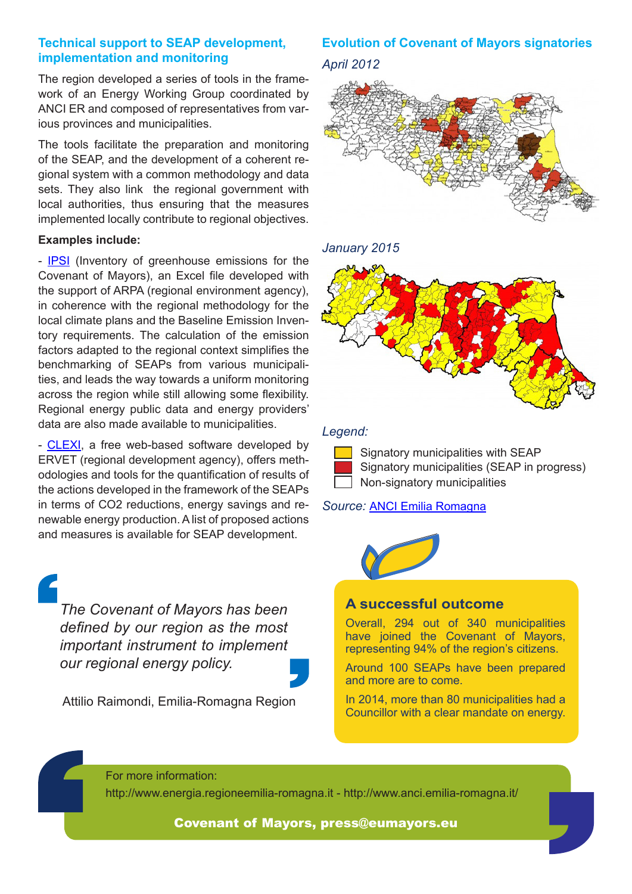## Technical support to SEAP development, implementation and monitoring

The region developed a series of tools in the framework of an Energy Working Group coordinated by ANCI ER and composed of representatives from various provinces and municipalities.

The tools facilitate the preparation and monitoring of the SEAP, and the development of a coherent regional system with a common methodology and data sets. They also link the regional government with local authorities, thus ensuring that the measures implemented locally contribute to regional objectives.

**Examples include:**

- IPSI (Inventory of greenhouse emissions for the Covenant of Mayors), an Excel file developed with the support of ARPA (regional environment agency), in coherence with the regional methodology for the local climate plans and the Baseline Emission Inventory requirements. The calculation of the emission factors adapted to the regional context simplifies the benchmarking of SEAPs from various municipalities, and leads the way towards a uniform monitoring across the region while still allowing some flexibility. Regional energy public data and energy providers' data are also made available to municipalities.

- CLEXI, a free web-based software developed by ERVET (regional development agency), offers methodologies and tools for the quantification of results of the actions developed in the framework of the SEAPs in terms of CO2 reductions, energy savings and renewable energy production. A list of proposed actions and measures is available for SEAP development.

> *The Covenant of Mayors has been defined by our region as the most important instrument to implement our regional energy policy.*
>
> Attilio Raimondi, Emilia-Romagna Region

## Evolution of Covenant of Mayors signatories

*April 2012*

*January 2015*

*Legend:*

- Signatory municipalities with SEAP
- Signatory municipalities (SEAP in progress)
- Non-signatory municipalities

*Source:* ANCI Emilia Romagna

### A successful outcome

Overall, 294 out of 340 municipalities have joined the Covenant of Mayors, representing 94% of the region's citizens.

Around 100 SEAPs have been prepared and more are to come.

In 2014, more than 80 municipalities had a Councillor with a clear mandate on energy.

For more information:
http://www.energia.regioneemilia-romagna.it - http://www.anci.emilia-romagna.it/

**Covenant of Mayors, press@eumayors.eu**